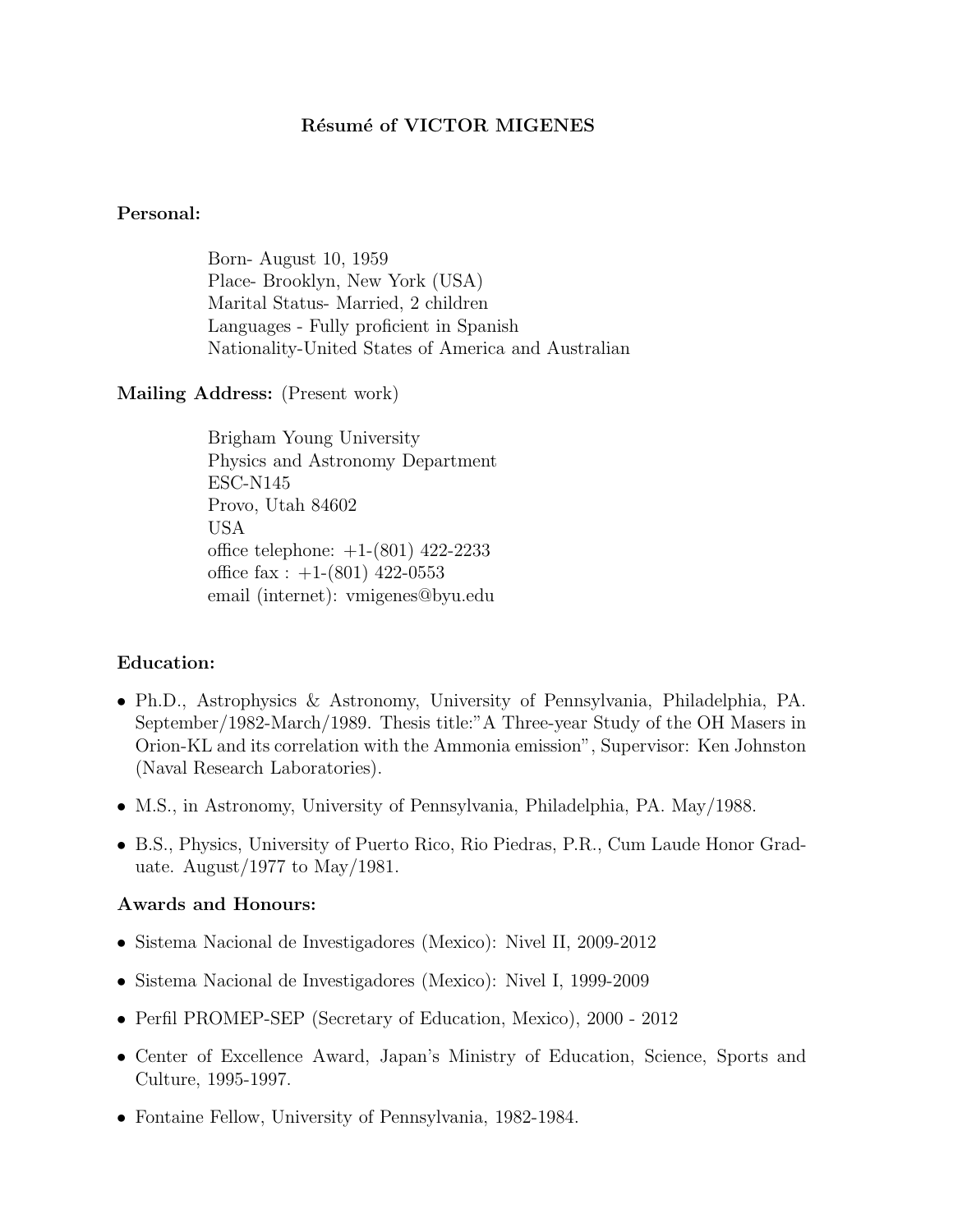# Résumé of VICTOR MIGENES

**Personal:**

Born- August 10, 1959
Place- Brooklyn, New York (USA)
Marital Status- Married, 2 children
Languages - Fully proficient in Spanish
Nationality-United States of America and Australian

**Mailing Address:** (Present work)

Brigham Young University
Physics and Astronomy Department
ESC-N145
Provo, Utah 84602
USA
office telephone: +1-(801) 422-2233
office fax : +1-(801) 422-0553
email (internet): vmigenes@byu.edu

**Education:**

- Ph.D., Astrophysics & Astronomy, University of Pennsylvania, Philadelphia, PA. September/1982-March/1989. Thesis title:"A Three-year Study of the OH Masers in Orion-KL and its correlation with the Ammonia emission", Supervisor: Ken Johnston (Naval Research Laboratories).
- M.S., in Astronomy, University of Pennsylvania, Philadelphia, PA. May/1988.
- B.S., Physics, University of Puerto Rico, Rio Piedras, P.R., Cum Laude Honor Graduate. August/1977 to May/1981.

**Awards and Honours:**

- Sistema Nacional de Investigadores (Mexico): Nivel II, 2009-2012
- Sistema Nacional de Investigadores (Mexico): Nivel I, 1999-2009
- Perfil PROMEP-SEP (Secretary of Education, Mexico), 2000 - 2012
- Center of Excellence Award, Japan's Ministry of Education, Science, Sports and Culture, 1995-1997.
- Fontaine Fellow, University of Pennsylvania, 1982-1984.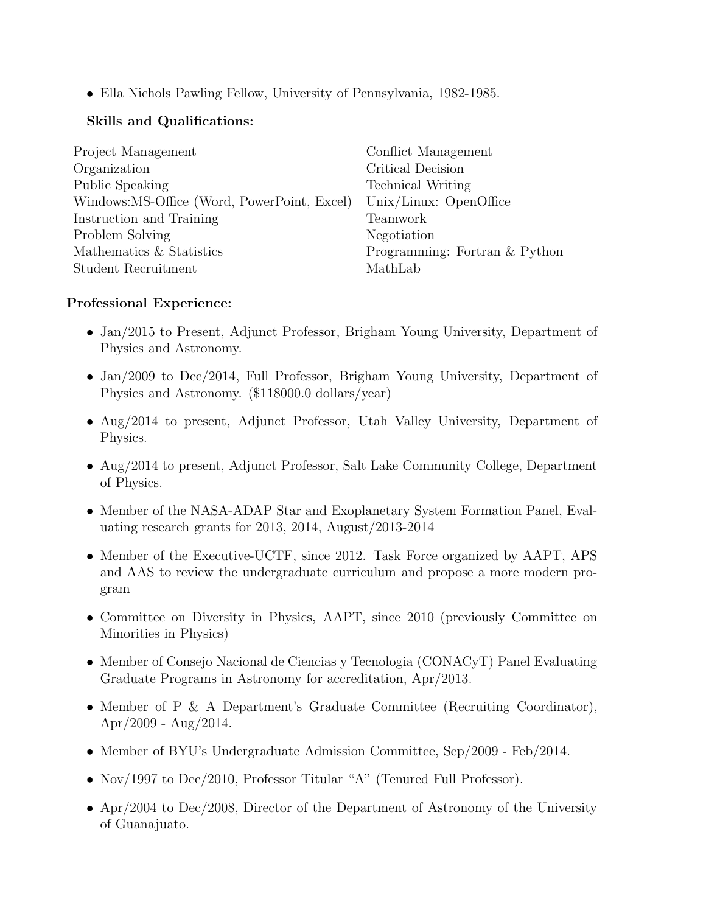- Ella Nichols Pawling Fellow, University of Pennsylvania, 1982-1985.

**Skills and Qualifications:**

| | |
|---|---|
| Project Management | Conflict Management |
| Organization | Critical Decision |
| Public Speaking | Technical Writing |
| Windows:MS-Office (Word, PowerPoint, Excel) | Unix/Linux: OpenOffice |
| Instruction and Training | Teamwork |
| Problem Solving | Negotiation |
| Mathematics & Statistics | Programming: Fortran & Python |
| Student Recruitment | MathLab |

**Professional Experience:**

- Jan/2015 to Present, Adjunct Professor, Brigham Young University, Department of Physics and Astronomy.
- Jan/2009 to Dec/2014, Full Professor, Brigham Young University, Department of Physics and Astronomy. ($118000.0 dollars/year)
- Aug/2014 to present, Adjunct Professor, Utah Valley University, Department of Physics.
- Aug/2014 to present, Adjunct Professor, Salt Lake Community College, Department of Physics.
- Member of the NASA-ADAP Star and Exoplanetary System Formation Panel, Evaluating research grants for 2013, 2014, August/2013-2014
- Member of the Executive-UCTF, since 2012. Task Force organized by AAPT, APS and AAS to review the undergraduate curriculum and propose a more modern program
- Committee on Diversity in Physics, AAPT, since 2010 (previously Committee on Minorities in Physics)
- Member of Consejo Nacional de Ciencias y Tecnologia (CONACyT) Panel Evaluating Graduate Programs in Astronomy for accreditation, Apr/2013.
- Member of P & A Department's Graduate Committee (Recruiting Coordinator), Apr/2009 - Aug/2014.
- Member of BYU's Undergraduate Admission Committee, Sep/2009 - Feb/2014.
- Nov/1997 to Dec/2010, Professor Titular "A" (Tenured Full Professor).
- Apr/2004 to Dec/2008, Director of the Department of Astronomy of the University of Guanajuato.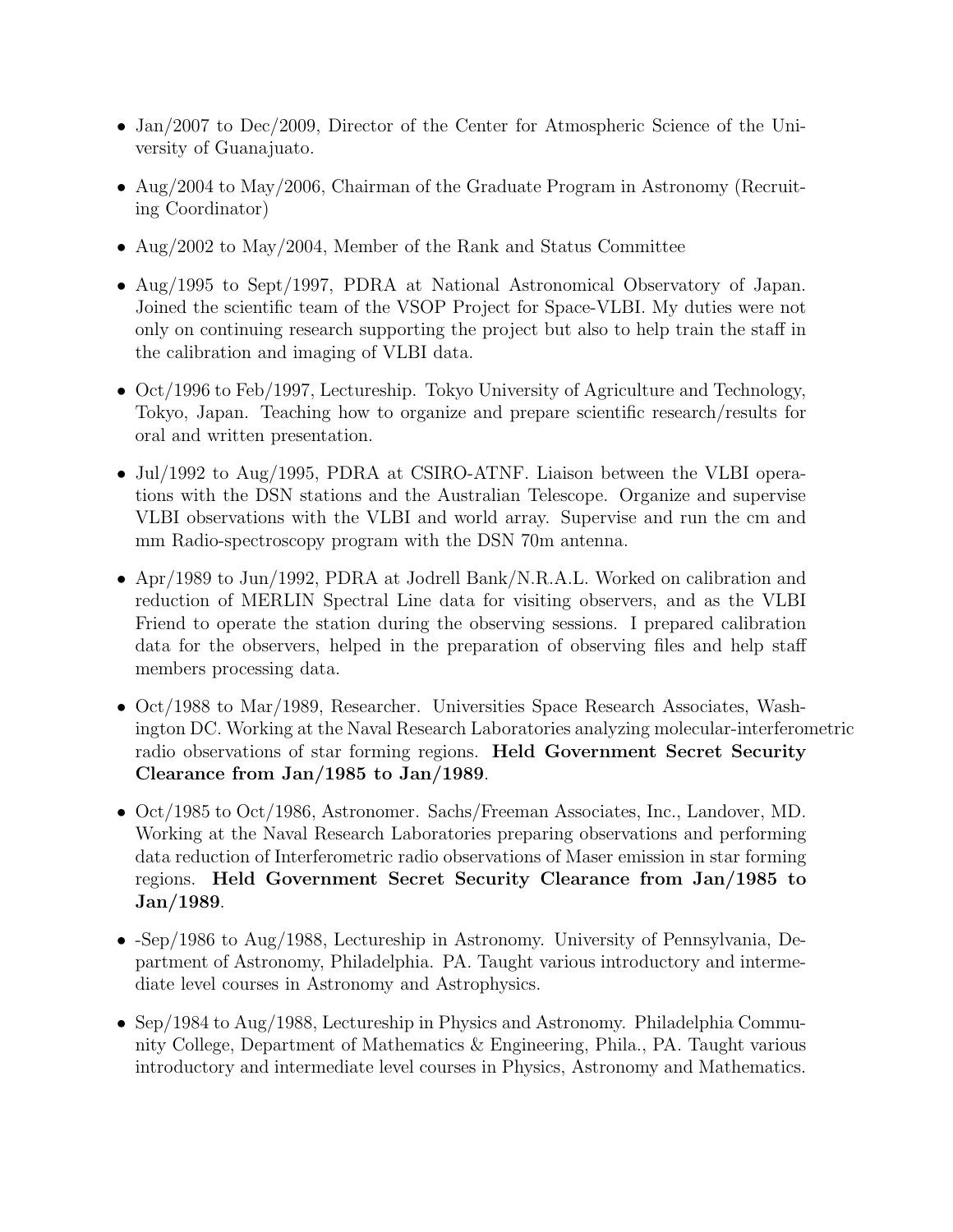- Jan/2007 to Dec/2009, Director of the Center for Atmospheric Science of the University of Guanajuato.
- Aug/2004 to May/2006, Chairman of the Graduate Program in Astronomy (Recruiting Coordinator)
- Aug/2002 to May/2004, Member of the Rank and Status Committee
- Aug/1995 to Sept/1997, PDRA at National Astronomical Observatory of Japan. Joined the scientific team of the VSOP Project for Space-VLBI. My duties were not only on continuing research supporting the project but also to help train the staff in the calibration and imaging of VLBI data.
- Oct/1996 to Feb/1997, Lectureship. Tokyo University of Agriculture and Technology, Tokyo, Japan. Teaching how to organize and prepare scientific research/results for oral and written presentation.
- Jul/1992 to Aug/1995, PDRA at CSIRO-ATNF. Liaison between the VLBI operations with the DSN stations and the Australian Telescope. Organize and supervise VLBI observations with the VLBI and world array. Supervise and run the cm and mm Radio-spectroscopy program with the DSN 70m antenna.
- Apr/1989 to Jun/1992, PDRA at Jodrell Bank/N.R.A.L. Worked on calibration and reduction of MERLIN Spectral Line data for visiting observers, and as the VLBI Friend to operate the station during the observing sessions. I prepared calibration data for the observers, helped in the preparation of observing files and help staff members processing data.
- Oct/1988 to Mar/1989, Researcher. Universities Space Research Associates, Washington DC. Working at the Naval Research Laboratories analyzing molecular-interferometric radio observations of star forming regions. **Held Government Secret Security Clearance from Jan/1985 to Jan/1989**.
- Oct/1985 to Oct/1986, Astronomer. Sachs/Freeman Associates, Inc., Landover, MD. Working at the Naval Research Laboratories preparing observations and performing data reduction of Interferometric radio observations of Maser emission in star forming regions. **Held Government Secret Security Clearance from Jan/1985 to Jan/1989**.
- -Sep/1986 to Aug/1988, Lectureship in Astronomy. University of Pennsylvania, Department of Astronomy, Philadelphia. PA. Taught various introductory and intermediate level courses in Astronomy and Astrophysics.
- Sep/1984 to Aug/1988, Lectureship in Physics and Astronomy. Philadelphia Community College, Department of Mathematics & Engineering, Phila., PA. Taught various introductory and intermediate level courses in Physics, Astronomy and Mathematics.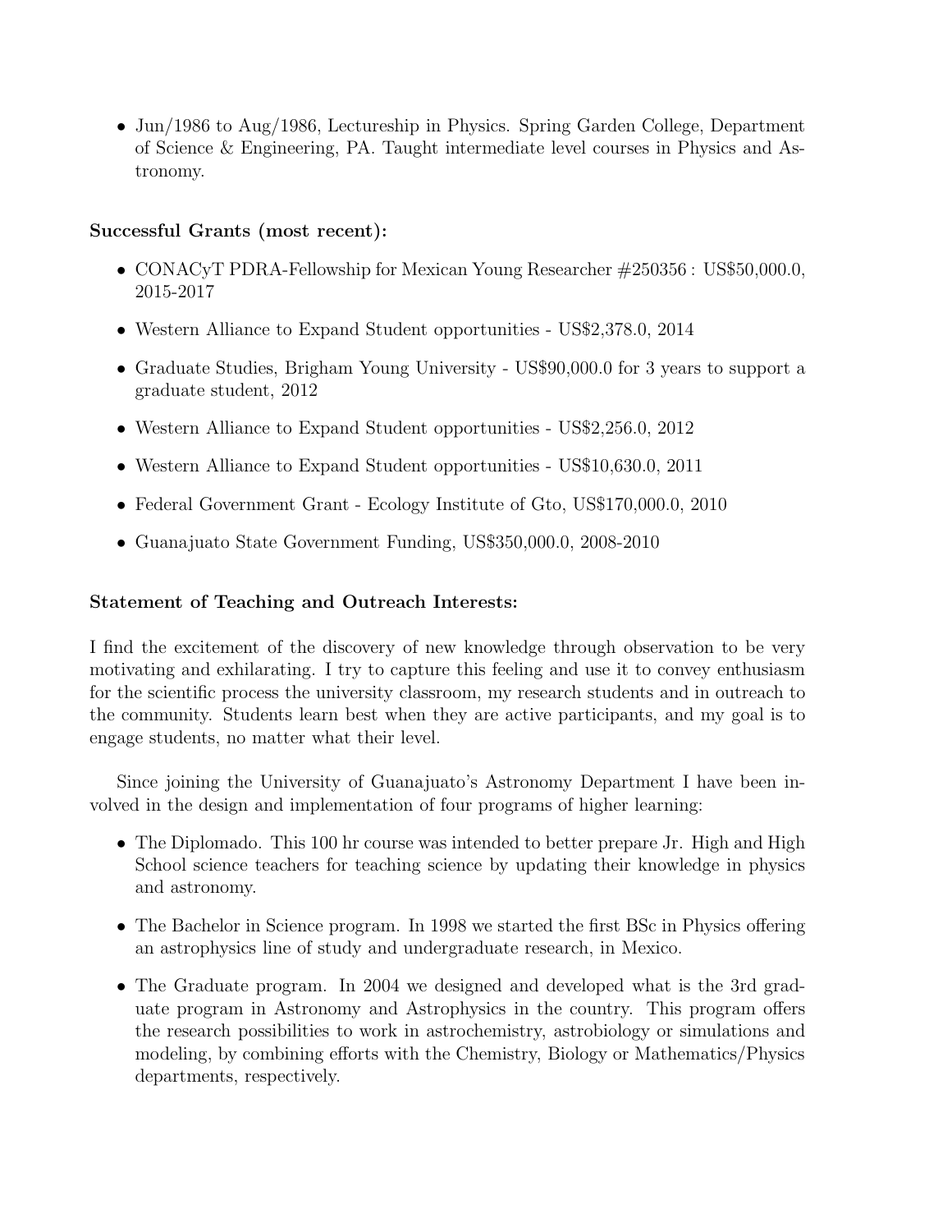- Jun/1986 to Aug/1986, Lectureship in Physics. Spring Garden College, Department of Science & Engineering, PA. Taught intermediate level courses in Physics and Astronomy.

**Successful Grants (most recent):**

- CONACyT PDRA-Fellowship for Mexican Young Researcher #250356 : US$50,000.0, 2015-2017
- Western Alliance to Expand Student opportunities - US$2,378.0, 2014
- Graduate Studies, Brigham Young University - US$90,000.0 for 3 years to support a graduate student, 2012
- Western Alliance to Expand Student opportunities - US$2,256.0, 2012
- Western Alliance to Expand Student opportunities - US$10,630.0, 2011
- Federal Government Grant - Ecology Institute of Gto, US$170,000.0, 2010
- Guanajuato State Government Funding, US$350,000.0, 2008-2010

**Statement of Teaching and Outreach Interests:**

I find the excitement of the discovery of new knowledge through observation to be very motivating and exhilarating. I try to capture this feeling and use it to convey enthusiasm for the scientific process the university classroom, my research students and in outreach to the community. Students learn best when they are active participants, and my goal is to engage students, no matter what their level.

Since joining the University of Guanajuato's Astronomy Department I have been involved in the design and implementation of four programs of higher learning:

- The Diplomado. This 100 hr course was intended to better prepare Jr. High and High School science teachers for teaching science by updating their knowledge in physics and astronomy.
- The Bachelor in Science program. In 1998 we started the first BSc in Physics offering an astrophysics line of study and undergraduate research, in Mexico.
- The Graduate program. In 2004 we designed and developed what is the 3rd graduate program in Astronomy and Astrophysics in the country. This program offers the research possibilities to work in astrochemistry, astrobiology or simulations and modeling, by combining efforts with the Chemistry, Biology or Mathematics/Physics departments, respectively.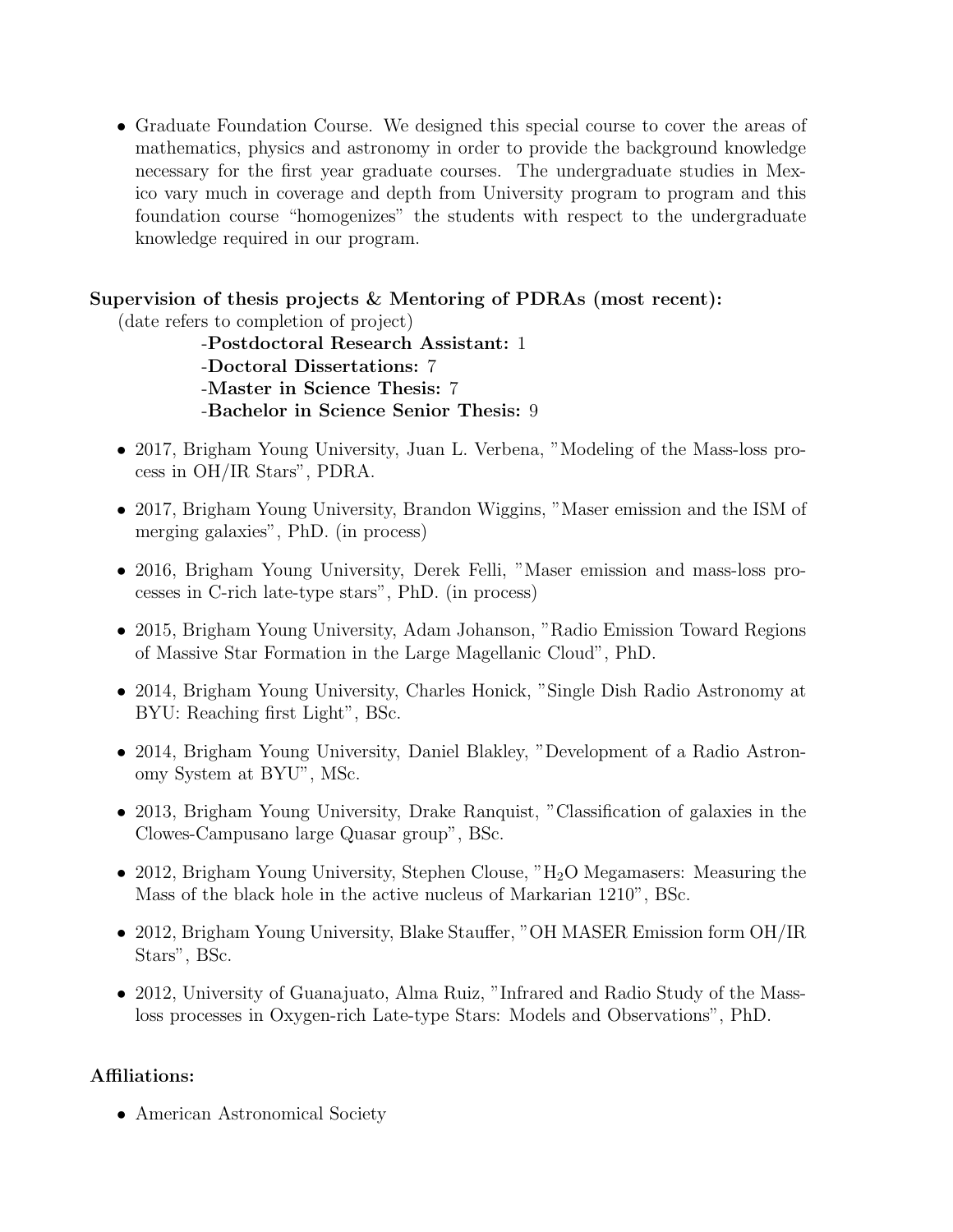- Graduate Foundation Course. We designed this special course to cover the areas of mathematics, physics and astronomy in order to provide the background knowledge necessary for the first year graduate courses. The undergraduate studies in Mexico vary much in coverage and depth from University program to program and this foundation course "homogenizes" the students with respect to the undergraduate knowledge required in our program.

**Supervision of thesis projects & Mentoring of PDRAs (most recent):**

(date refers to completion of project)

-**Postdoctoral Research Assistant:** 1
-**Doctoral Dissertations:** 7
-**Master in Science Thesis:** 7
-**Bachelor in Science Senior Thesis:** 9

- 2017, Brigham Young University, Juan L. Verbena, "Modeling of the Mass-loss process in OH/IR Stars", PDRA.
- 2017, Brigham Young University, Brandon Wiggins, "Maser emission and the ISM of merging galaxies", PhD. (in process)
- 2016, Brigham Young University, Derek Felli, "Maser emission and mass-loss processes in C-rich late-type stars", PhD. (in process)
- 2015, Brigham Young University, Adam Johanson, "Radio Emission Toward Regions of Massive Star Formation in the Large Magellanic Cloud", PhD.
- 2014, Brigham Young University, Charles Honick, "Single Dish Radio Astronomy at BYU: Reaching first Light", BSc.
- 2014, Brigham Young University, Daniel Blakley, "Development of a Radio Astronomy System at BYU", MSc.
- 2013, Brigham Young University, Drake Ranquist, "Classification of galaxies in the Clowes-Campusano large Quasar group", BSc.
- 2012, Brigham Young University, Stephen Clouse, "$H_2O$ Megamasers: Measuring the Mass of the black hole in the active nucleus of Markarian 1210", BSc.
- 2012, Brigham Young University, Blake Stauffer, "OH MASER Emission form OH/IR Stars", BSc.
- 2012, University of Guanajuato, Alma Ruiz, "Infrared and Radio Study of the Mass-loss processes in Oxygen-rich Late-type Stars: Models and Observations", PhD.

**Affiliations:**

- American Astronomical Society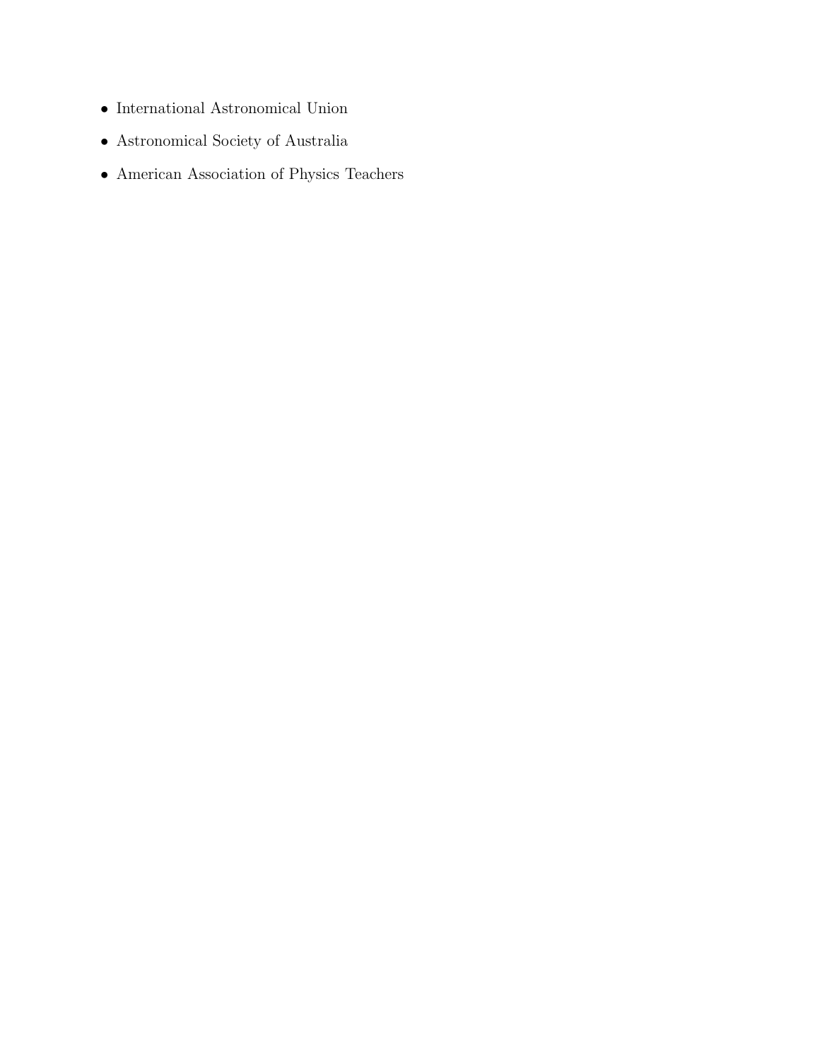- International Astronomical Union
- Astronomical Society of Australia
- American Association of Physics Teachers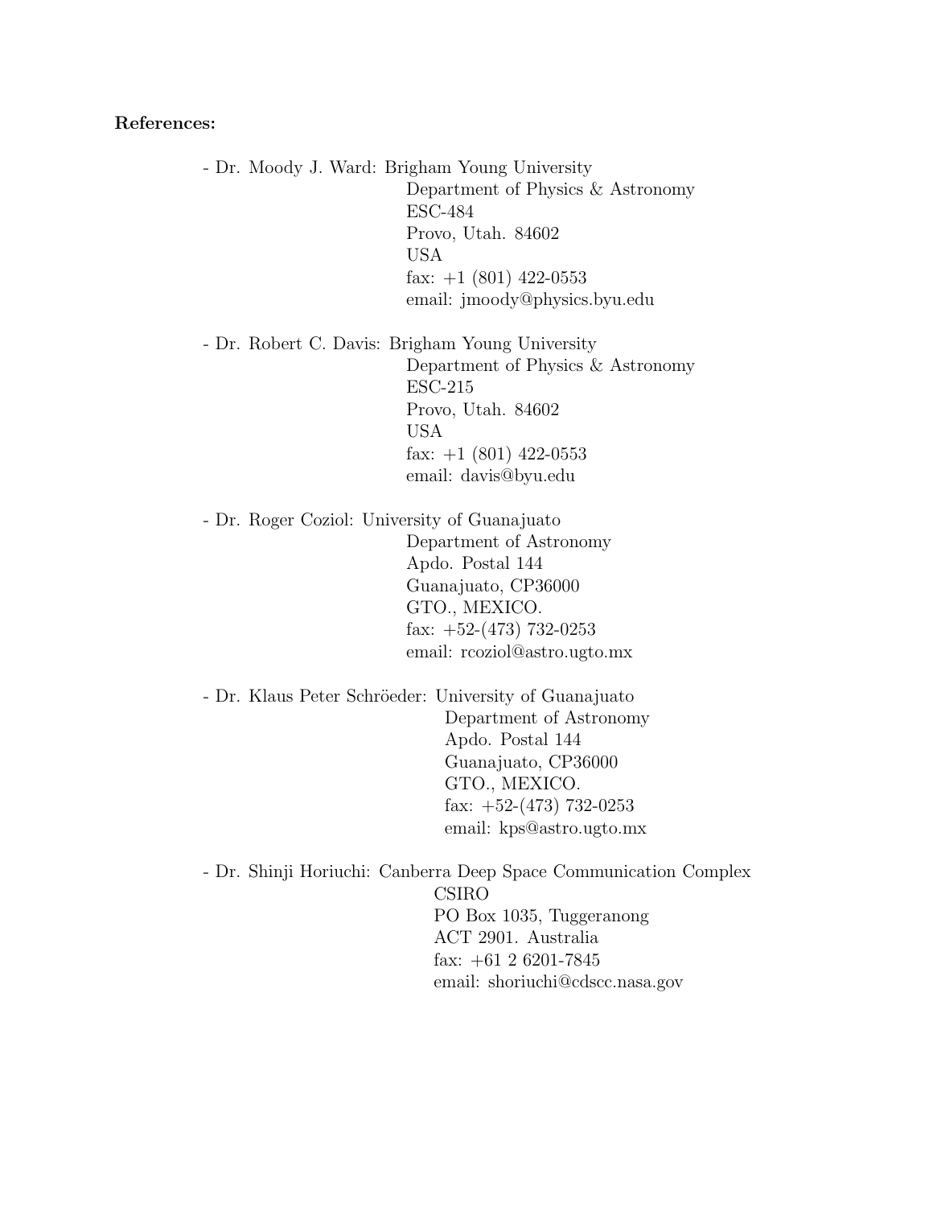**References:**

- Dr. Moody J. Ward: Brigham Young University  
  Department of Physics & Astronomy  
  ESC-484  
  Provo, Utah. 84602  
  USA  
  fax: +1 (801) 422-0553  
  email: jmoody@physics.byu.edu

- Dr. Robert C. Davis: Brigham Young University  
  Department of Physics & Astronomy  
  ESC-215  
  Provo, Utah. 84602  
  USA  
  fax: +1 (801) 422-0553  
  email: davis@byu.edu

- Dr. Roger Coziol: University of Guanajuato  
  Department of Astronomy  
  Apdo. Postal 144  
  Guanajuato, CP36000  
  GTO., MEXICO.  
  fax: +52-(473) 732-0253  
  email: rcoziol@astro.ugto.mx

- Dr. Klaus Peter Schröeder: University of Guanajuato  
  Department of Astronomy  
  Apdo. Postal 144  
  Guanajuato, CP36000  
  GTO., MEXICO.  
  fax: +52-(473) 732-0253  
  email: kps@astro.ugto.mx

- Dr. Shinji Horiuchi: Canberra Deep Space Communication Complex  
  CSIRO  
  PO Box 1035, Tuggeranong  
  ACT 2901. Australia  
  fax: +61 2 6201-7845  
  email: shoriuchi@cdscc.nasa.gov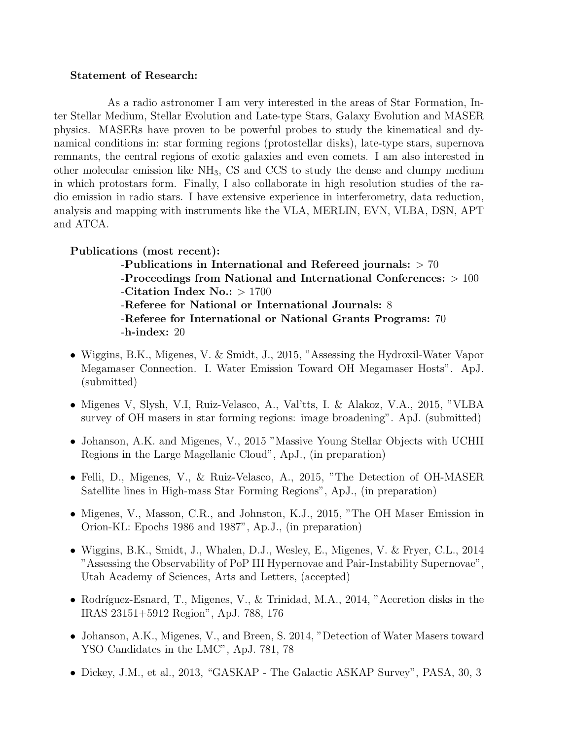**Statement of Research:**

As a radio astronomer I am very interested in the areas of Star Formation, Inter Stellar Medium, Stellar Evolution and Late-type Stars, Galaxy Evolution and MASER physics. MASERs have proven to be powerful probes to study the kinematical and dynamical conditions in: star forming regions (protostellar disks), late-type stars, supernova remnants, the central regions of exotic galaxies and even comets. I am also interested in other molecular emission like $NH_3$, CS and CCS to study the dense and clumpy medium in which protostars form. Finally, I also collaborate in high resolution studies of the radio emission in radio stars. I have extensive experience in interferometry, data reduction, analysis and mapping with instruments like the VLA, MERLIN, EVN, VLBA, DSN, APT and ATCA.

**Publications (most recent):**

-**Publications in International and Refereed journals:** > 70
-**Proceedings from National and International Conferences:** > 100
-**Citation Index No.:** > 1700
-**Referee for National or International Journals:** 8
-**Referee for International or National Grants Programs:** 70
-**h-index:** 20

- Wiggins, B.K., Migenes, V. & Smidt, J., 2015, "Assessing the Hydroxil-Water Vapor Megamaser Connection. I. Water Emission Toward OH Megamaser Hosts". ApJ. (submitted)
- Migenes V, Slysh, V.I, Ruiz-Velasco, A., Val'tts, I. & Alakoz, V.A., 2015, "VLBA survey of OH masers in star forming regions: image broadening". ApJ. (submitted)
- Johanson, A.K. and Migenes, V., 2015 "Massive Young Stellar Objects with UCHII Regions in the Large Magellanic Cloud", ApJ., (in preparation)
- Felli, D., Migenes, V., & Ruiz-Velasco, A., 2015, "The Detection of OH-MASER Satellite lines in High-mass Star Forming Regions", ApJ., (in preparation)
- Migenes, V., Masson, C.R., and Johnston, K.J., 2015, "The OH Maser Emission in Orion-KL: Epochs 1986 and 1987", Ap.J., (in preparation)
- Wiggins, B.K., Smidt, J., Whalen, D.J., Wesley, E., Migenes, V. & Fryer, C.L., 2014 "Assessing the Observability of PoP III Hypernovae and Pair-Instability Supernovae", Utah Academy of Sciences, Arts and Letters, (accepted)
- Rodríguez-Esnard, T., Migenes, V., & Trinidad, M.A., 2014, "Accretion disks in the IRAS 23151+5912 Region", ApJ. 788, 176
- Johanson, A.K., Migenes, V., and Breen, S. 2014, "Detection of Water Masers toward YSO Candidates in the LMC", ApJ. 781, 78
- Dickey, J.M., et al., 2013, "GASKAP - The Galactic ASKAP Survey", PASA, 30, 3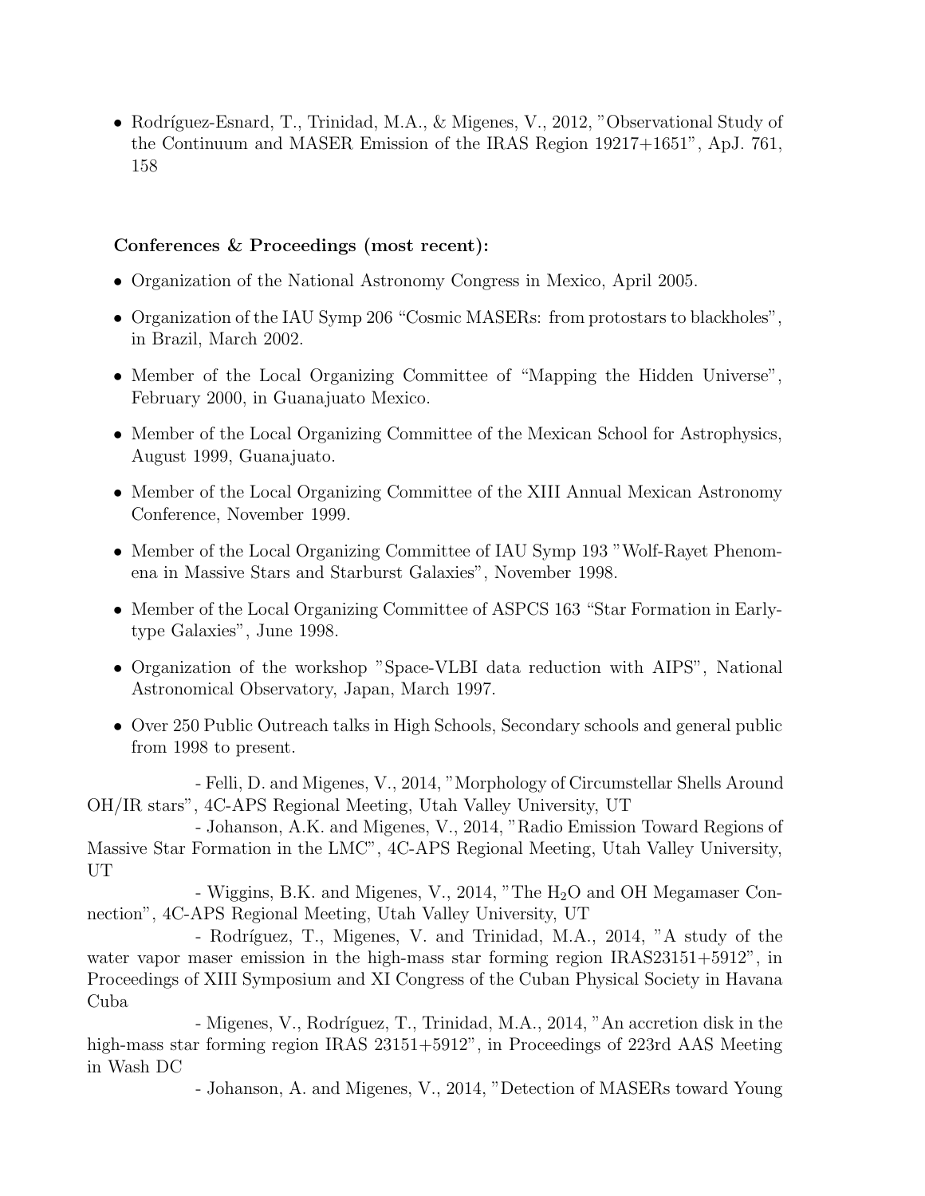- Rodríguez-Esnard, T., Trinidad, M.A., & Migenes, V., 2012, "Observational Study of the Continuum and MASER Emission of the IRAS Region 19217+1651", ApJ. 761, 158

**Conferences & Proceedings (most recent):**

- Organization of the National Astronomy Congress in Mexico, April 2005.
- Organization of the IAU Symp 206 "Cosmic MASERs: from protostars to blackholes", in Brazil, March 2002.
- Member of the Local Organizing Committee of "Mapping the Hidden Universe", February 2000, in Guanajuato Mexico.
- Member of the Local Organizing Committee of the Mexican School for Astrophysics, August 1999, Guanajuato.
- Member of the Local Organizing Committee of the XIII Annual Mexican Astronomy Conference, November 1999.
- Member of the Local Organizing Committee of IAU Symp 193 "Wolf-Rayet Phenomena in Massive Stars and Starburst Galaxies", November 1998.
- Member of the Local Organizing Committee of ASPCS 163 "Star Formation in Early-type Galaxies", June 1998.
- Organization of the workshop "Space-VLBI data reduction with AIPS", National Astronomical Observatory, Japan, March 1997.
- Over 250 Public Outreach talks in High Schools, Secondary schools and general public from 1998 to present.

- Felli, D. and Migenes, V., 2014, "Morphology of Circumstellar Shells Around OH/IR stars", 4C-APS Regional Meeting, Utah Valley University, UT

- Johanson, A.K. and Migenes, V., 2014, "Radio Emission Toward Regions of Massive Star Formation in the LMC", 4C-APS Regional Meeting, Utah Valley University, UT

- Wiggins, B.K. and Migenes, V., 2014, "The $H_2O$ and OH Megamaser Connection", 4C-APS Regional Meeting, Utah Valley University, UT

- Rodríguez, T., Migenes, V. and Trinidad, M.A., 2014, "A study of the water vapor maser emission in the high-mass star forming region IRAS23151+5912", in Proceedings of XIII Symposium and XI Congress of the Cuban Physical Society in Havana Cuba

- Migenes, V., Rodríguez, T., Trinidad, M.A., 2014, "An accretion disk in the high-mass star forming region IRAS 23151+5912", in Proceedings of 223rd AAS Meeting in Wash DC

- Johanson, A. and Migenes, V., 2014, "Detection of MASERs toward Young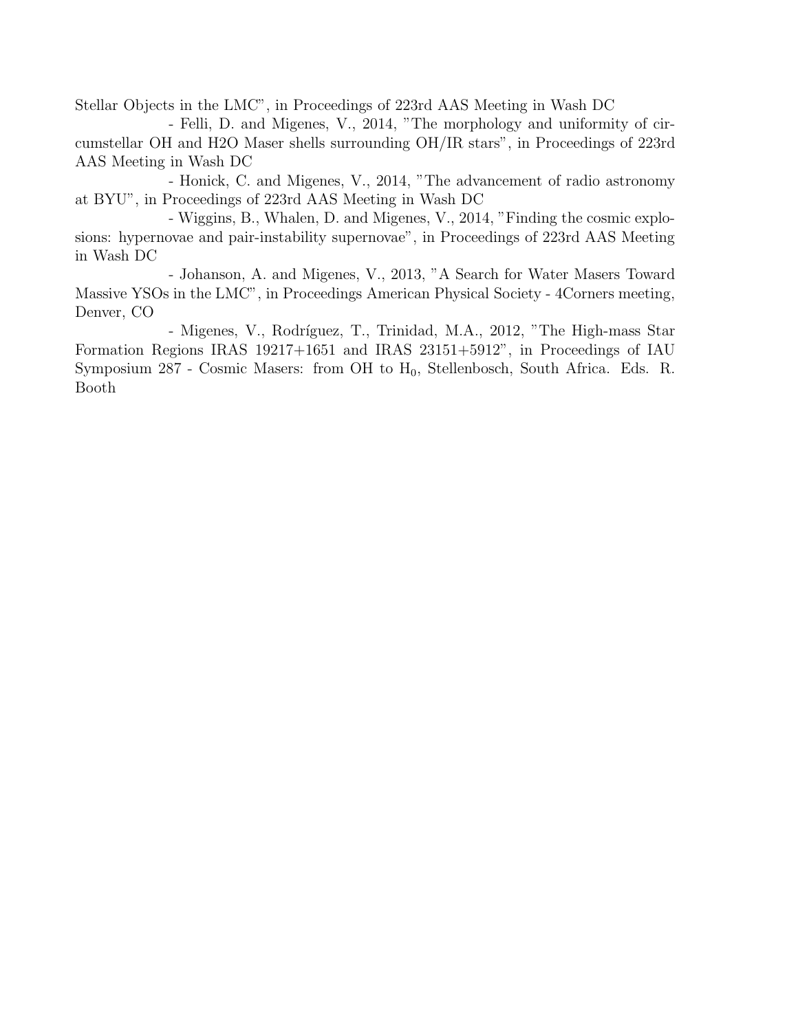Stellar Objects in the LMC", in Proceedings of 223rd AAS Meeting in Wash DC

- Felli, D. and Migenes, V., 2014, "The morphology and uniformity of circumstellar OH and H2O Maser shells surrounding OH/IR stars", in Proceedings of 223rd AAS Meeting in Wash DC
- Honick, C. and Migenes, V., 2014, "The advancement of radio astronomy at BYU", in Proceedings of 223rd AAS Meeting in Wash DC
- Wiggins, B., Whalen, D. and Migenes, V., 2014, "Finding the cosmic explosions: hypernovae and pair-instability supernovae", in Proceedings of 223rd AAS Meeting in Wash DC
- Johanson, A. and Migenes, V., 2013, "A Search for Water Masers Toward Massive YSOs in the LMC", in Proceedings American Physical Society - 4Corners meeting, Denver, CO
- Migenes, V., Rodríguez, T., Trinidad, M.A., 2012, "The High-mass Star Formation Regions IRAS 19217+1651 and IRAS 23151+5912", in Proceedings of IAU Symposium 287 - Cosmic Masers: from OH to $H_0$, Stellenbosch, South Africa. Eds. R. Booth